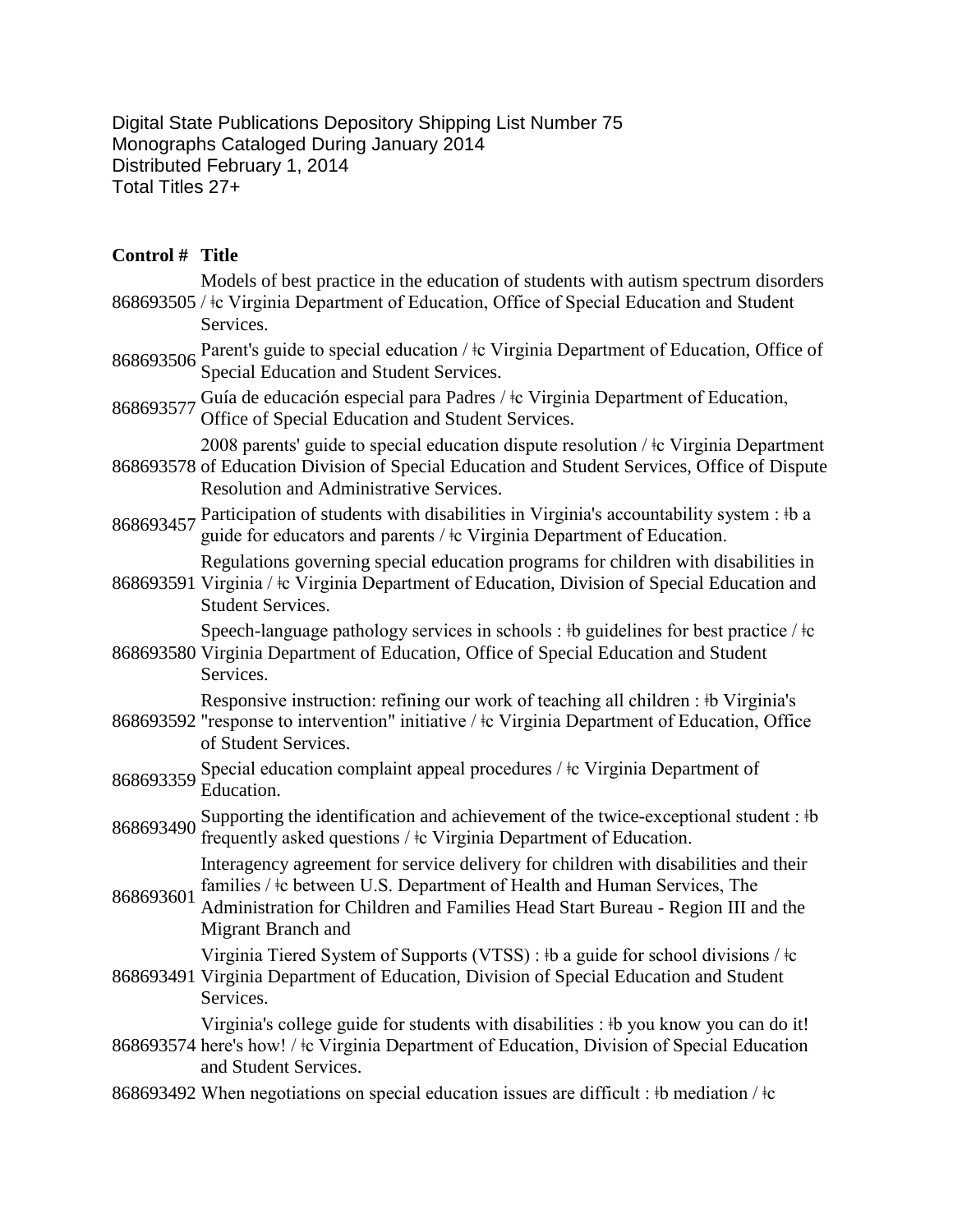Digital State Publications Depository Shipping List Number 75
Monographs Cataloged During January 2014
Distributed February 1, 2014
Total Titles 27+

| Control # | Title |
| --- | --- |
| 868693505 | Models of best practice in the education of students with autism spectrum disorders / ǂc Virginia Department of Education, Office of Special Education and Student Services. |
| 868693506 | Parent's guide to special education / ǂc Virginia Department of Education, Office of Special Education and Student Services. |
| 868693577 | Guía de educación especial para Padres / ǂc Virginia Department of Education, Office of Special Education and Student Services. |
| 868693578 | 2008 parents' guide to special education dispute resolution / ǂc Virginia Department of Education Division of Special Education and Student Services, Office of Dispute Resolution and Administrative Services. |
| 868693457 | Participation of students with disabilities in Virginia's accountability system : ǂb a guide for educators and parents / ǂc Virginia Department of Education. |
| 868693591 | Regulations governing special education programs for children with disabilities in Virginia / ǂc Virginia Department of Education, Division of Special Education and Student Services. |
| 868693580 | Speech-language pathology services in schools : ǂb guidelines for best practice / ǂc Virginia Department of Education, Office of Special Education and Student Services. |
| 868693592 | Responsive instruction: refining our work of teaching all children : ǂb Virginia's "response to intervention" initiative / ǂc Virginia Department of Education, Office of Student Services. |
| 868693359 | Special education complaint appeal procedures / ǂc Virginia Department of Education. |
| 868693490 | Supporting the identification and achievement of the twice-exceptional student : ǂb frequently asked questions / ǂc Virginia Department of Education. |
| 868693601 | Interagency agreement for service delivery for children with disabilities and their families / ǂc between U.S. Department of Health and Human Services, The Administration for Children and Families Head Start Bureau - Region III and the Migrant Branch and |
| 868693491 | Virginia Tiered System of Supports (VTSS) : ǂb a guide for school divisions / ǂc Virginia Department of Education, Division of Special Education and Student Services. |
| 868693574 | Virginia's college guide for students with disabilities : ǂb you know you can do it! here's how! / ǂc Virginia Department of Education, Division of Special Education and Student Services. |
| 868693492 | When negotiations on special education issues are difficult : ǂb mediation / ǂc |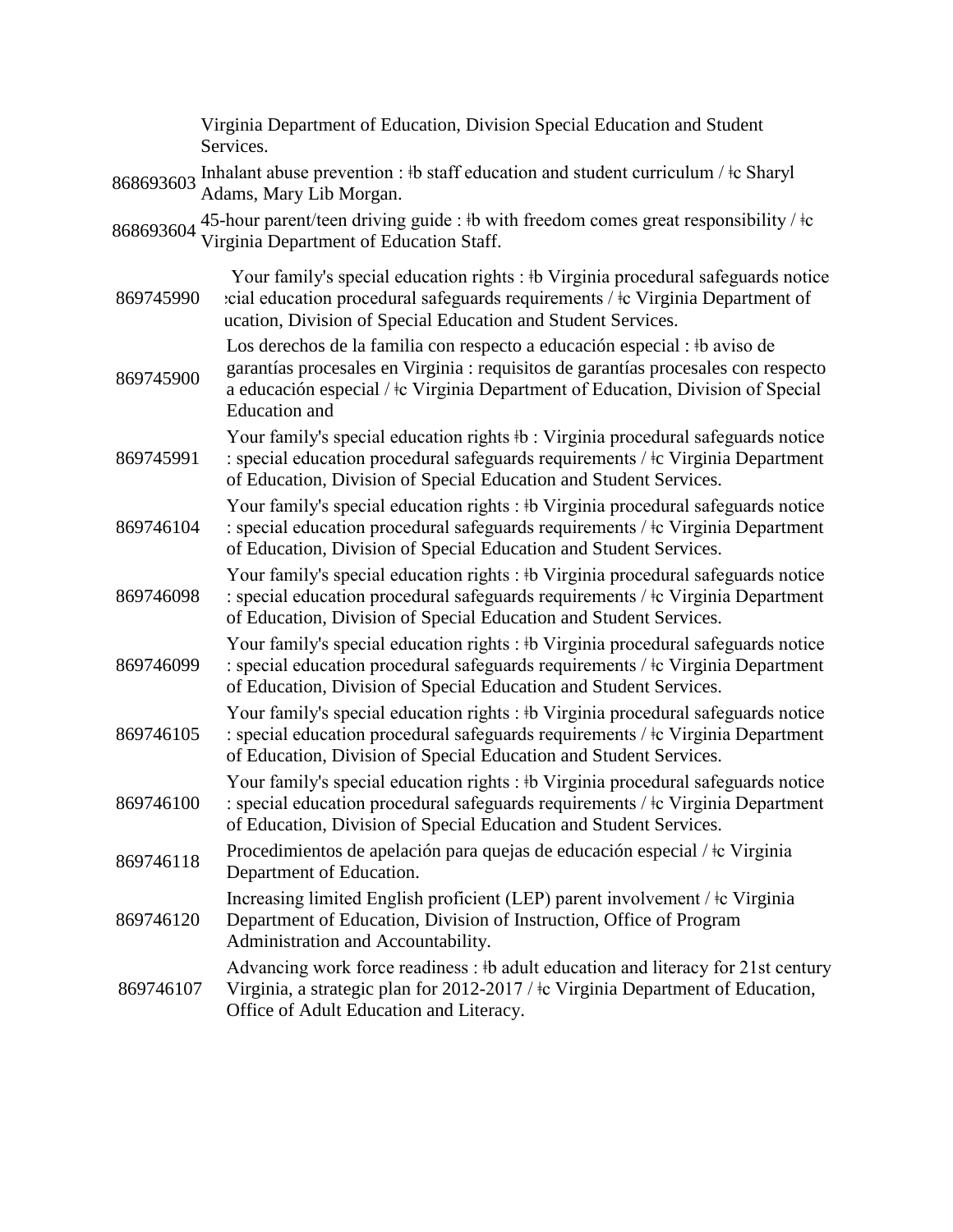| | |
|---|---|
| | Virginia Department of Education, Division Special Education and Student Services. |
| 868693603 | Inhalant abuse prevention : ǂb staff education and student curriculum / ǂc Sharyl Adams, Mary Lib Morgan. |
| 868693604 | 45-hour parent/teen driving guide : ǂb with freedom comes great responsibility / ǂc Virginia Department of Education Staff. |
| 869745990 | Your family's special education rights : ǂb Virginia procedural safeguards notice :cial education procedural safeguards requirements / ǂc Virginia Department of ucation, Division of Special Education and Student Services. |
| 869745900 | Los derechos de la familia con respecto a educación especial : ǂb aviso de garantías procesales en Virginia : requisitos de garantías procesales con respecto a educación especial / ǂc Virginia Department of Education, Division of Special Education and |
| 869745991 | Your family's special education rights ǂb : Virginia procedural safeguards notice : special education procedural safeguards requirements / ǂc Virginia Department of Education, Division of Special Education and Student Services. |
| 869746104 | Your family's special education rights : ǂb Virginia procedural safeguards notice : special education procedural safeguards requirements / ǂc Virginia Department of Education, Division of Special Education and Student Services. |
| 869746098 | Your family's special education rights : ǂb Virginia procedural safeguards notice : special education procedural safeguards requirements / ǂc Virginia Department of Education, Division of Special Education and Student Services. |
| 869746099 | Your family's special education rights : ǂb Virginia procedural safeguards notice : special education procedural safeguards requirements / ǂc Virginia Department of Education, Division of Special Education and Student Services. |
| 869746105 | Your family's special education rights : ǂb Virginia procedural safeguards notice : special education procedural safeguards requirements / ǂc Virginia Department of Education, Division of Special Education and Student Services. |
| 869746100 | Your family's special education rights : ǂb Virginia procedural safeguards notice : special education procedural safeguards requirements / ǂc Virginia Department of Education, Division of Special Education and Student Services. |
| 869746118 | Procedimientos de apelación para quejas de educación especial / ǂc Virginia Department of Education. |
| 869746120 | Increasing limited English proficient (LEP) parent involvement / ǂc Virginia Department of Education, Division of Instruction, Office of Program Administration and Accountability. |
| 869746107 | Advancing work force readiness : ǂb adult education and literacy for 21st century Virginia, a strategic plan for 2012-2017 / ǂc Virginia Department of Education, Office of Adult Education and Literacy. |